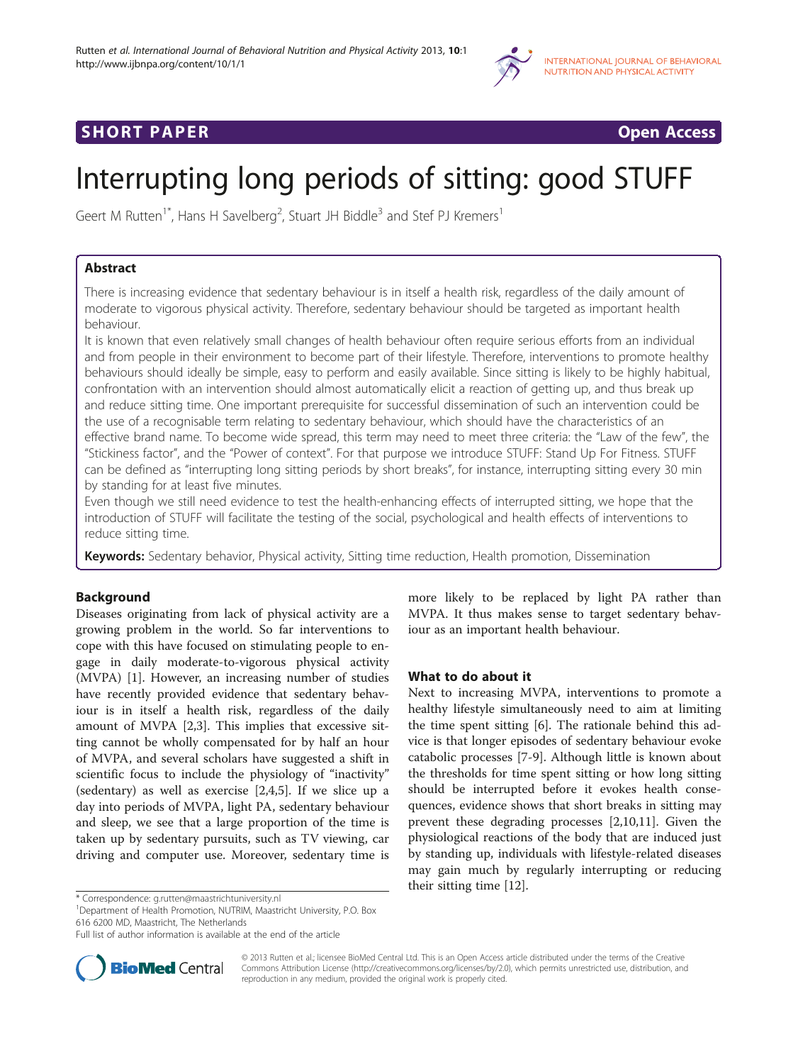SHORT PAPER

Open Access

# Interrupting long periods of sitting: good STUFF

Geert M Rutten[1*], Hans H Savelberg[2], Stuart JH Biddle[3] and Stef PJ Kremers[1]

## Abstract

There is increasing evidence that sedentary behaviour is in itself a health risk, regardless of the daily amount of moderate to vigorous physical activity. Therefore, sedentary behaviour should be targeted as important health behaviour.

It is known that even relatively small changes of health behaviour often require serious efforts from an individual and from people in their environment to become part of their lifestyle. Therefore, interventions to promote healthy behaviours should ideally be simple, easy to perform and easily available. Since sitting is likely to be highly habitual, confrontation with an intervention should almost automatically elicit a reaction of getting up, and thus break up and reduce sitting time. One important prerequisite for successful dissemination of such an intervention could be the use of a recognisable term relating to sedentary behaviour, which should have the characteristics of an effective brand name. To become wide spread, this term may need to meet three criteria: the "Law of the few", the "Stickiness factor", and the "Power of context". For that purpose we introduce STUFF: Stand Up For Fitness. STUFF can be defined as "interrupting long sitting periods by short breaks", for instance, interrupting sitting every 30 min by standing for at least five minutes.

Even though we still need evidence to test the health-enhancing effects of interrupted sitting, we hope that the introduction of STUFF will facilitate the testing of the social, psychological and health effects of interventions to reduce sitting time.

**Keywords:** Sedentary behavior, Physical activity, Sitting time reduction, Health promotion, Dissemination

## Background

Diseases originating from lack of physical activity are a growing problem in the world. So far interventions to cope with this have focused on stimulating people to engage in daily moderate-to-vigorous physical activity (MVPA) [1]. However, an increasing number of studies have recently provided evidence that sedentary behaviour is in itself a health risk, regardless of the daily amount of MVPA [2,3]. This implies that excessive sitting cannot be wholly compensated for by half an hour of MVPA, and several scholars have suggested a shift in scientific focus to include the physiology of "inactivity" (sedentary) as well as exercise [2,4,5]. If we slice up a day into periods of MVPA, light PA, sedentary behaviour and sleep, we see that a large proportion of the time is taken up by sedentary pursuits, such as TV viewing, car driving and computer use. Moreover, sedentary time is more likely to be replaced by light PA rather than MVPA. It thus makes sense to target sedentary behaviour as an important health behaviour.

## What to do about it

Next to increasing MVPA, interventions to promote a healthy lifestyle simultaneously need to aim at limiting the time spent sitting [6]. The rationale behind this advice is that longer episodes of sedentary behaviour evoke catabolic processes [7-9]. Although little is known about the thresholds for time spent sitting or how long sitting should be interrupted before it evokes health consequences, evidence shows that short breaks in sitting may prevent these degrading processes [2,10,11]. Given the physiological reactions of the body that are induced just by standing up, individuals with lifestyle-related diseases may gain much by regularly interrupting or reducing their sitting time [12].

\* Correspondence: g.rutten@maastrichtuniversity.nl
[1]Department of Health Promotion, NUTRIM, Maastricht University, P.O. Box 616 6200 MD, Maastricht, The Netherlands
Full list of author information is available at the end of the article

© 2013 Rutten et al.; licensee BioMed Central Ltd. This is an Open Access article distributed under the terms of the Creative Commons Attribution License (http://creativecommons.org/licenses/by/2.0), which permits unrestricted use, distribution, and reproduction in any medium, provided the original work is properly cited.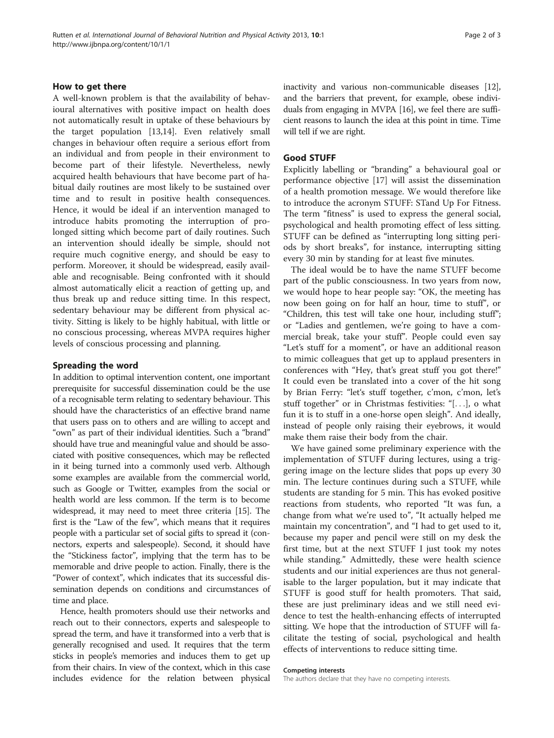## How to get there

A well-known problem is that the availability of behavioural alternatives with positive impact on health does not automatically result in uptake of these behaviours by the target population [13,14]. Even relatively small changes in behaviour often require a serious effort from an individual and from people in their environment to become part of their lifestyle. Nevertheless, newly acquired health behaviours that have become part of habitual daily routines are most likely to be sustained over time and to result in positive health consequences. Hence, it would be ideal if an intervention managed to introduce habits promoting the interruption of prolonged sitting which become part of daily routines. Such an intervention should ideally be simple, should not require much cognitive energy, and should be easy to perform. Moreover, it should be widespread, easily available and recognisable. Being confronted with it should almost automatically elicit a reaction of getting up, and thus break up and reduce sitting time. In this respect, sedentary behaviour may be different from physical activity. Sitting is likely to be highly habitual, with little or no conscious processing, whereas MVPA requires higher levels of conscious processing and planning.

## Spreading the word

In addition to optimal intervention content, one important prerequisite for successful dissemination could be the use of a recognisable term relating to sedentary behaviour. This should have the characteristics of an effective brand name that users pass on to others and are willing to accept and "own" as part of their individual identities. Such a "brand" should have true and meaningful value and should be associated with positive consequences, which may be reflected in it being turned into a commonly used verb. Although some examples are available from the commercial world, such as Google or Twitter, examples from the social or health world are less common. If the term is to become widespread, it may need to meet three criteria [15]. The first is the "Law of the few", which means that it requires people with a particular set of social gifts to spread it (connectors, experts and salespeople). Second, it should have the "Stickiness factor", implying that the term has to be memorable and drive people to action. Finally, there is the "Power of context", which indicates that its successful dissemination depends on conditions and circumstances of time and place.

Hence, health promoters should use their networks and reach out to their connectors, experts and salespeople to spread the term, and have it transformed into a verb that is generally recognised and used. It requires that the term sticks in people's memories and induces them to get up from their chairs. In view of the context, which in this case includes evidence for the relation between physical inactivity and various non-communicable diseases [12], and the barriers that prevent, for example, obese individuals from engaging in MVPA [16], we feel there are sufficient reasons to launch the idea at this point in time. Time will tell if we are right.

## Good STUFF

Explicitly labelling or "branding" a behavioural goal or performance objective [17] will assist the dissemination of a health promotion message. We would therefore like to introduce the acronym STUFF: STand Up For Fitness. The term "fitness" is used to express the general social, psychological and health promoting effect of less sitting. STUFF can be defined as "interrupting long sitting periods by short breaks", for instance, interrupting sitting every 30 min by standing for at least five minutes.

The ideal would be to have the name STUFF become part of the public consciousness. In two years from now, we would hope to hear people say: "OK, the meeting has now been going on for half an hour, time to stuff", or "Children, this test will take one hour, including stuff"; or "Ladies and gentlemen, we're going to have a commercial break, take your stuff". People could even say "Let's stuff for a moment", or have an additional reason to mimic colleagues that get up to applaud presenters in conferences with "Hey, that's great stuff you got there!" It could even be translated into a cover of the hit song by Brian Ferry: "let's stuff together, c'mon, c'mon, let's stuff together" or in Christmas festivities: "[…], o what fun it is to stuff in a one-horse open sleigh". And ideally, instead of people only raising their eyebrows, it would make them raise their body from the chair.

We have gained some preliminary experience with the implementation of STUFF during lectures, using a triggering image on the lecture slides that pops up every 30 min. The lecture continues during such a STUFF, while students are standing for 5 min. This has evoked positive reactions from students, who reported "It was fun, a change from what we're used to", "It actually helped me maintain my concentration", and "I had to get used to it, because my paper and pencil were still on my desk the first time, but at the next STUFF I just took my notes while standing." Admittedly, these were health science students and our initial experiences are thus not generalisable to the larger population, but it may indicate that STUFF is good stuff for health promoters. That said, these are just preliminary ideas and we still need evidence to test the health-enhancing effects of interrupted sitting. We hope that the introduction of STUFF will facilitate the testing of social, psychological and health effects of interventions to reduce sitting time.

#### Competing interests

The authors declare that they have no competing interests.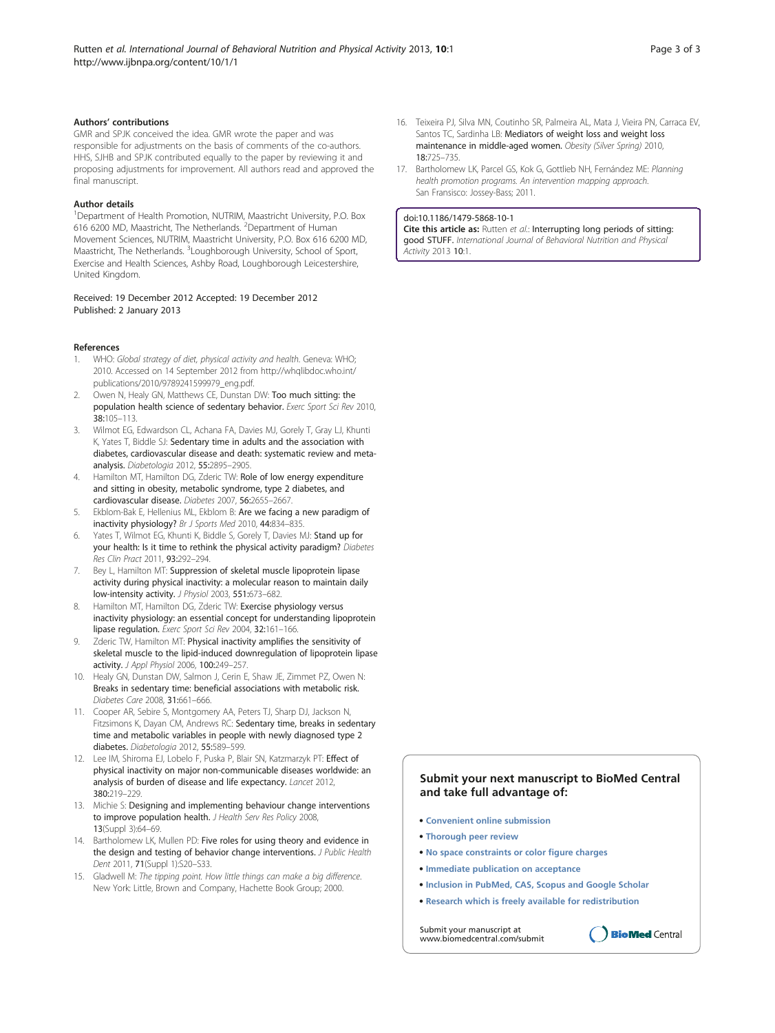### Authors' contributions

GMR and SPJK conceived the idea. GMR wrote the paper and was responsible for adjustments on the basis of comments of the co-authors. HHS, SJHB and SPJK contributed equally to the paper by reviewing it and proposing adjustments for improvement. All authors read and approved the final manuscript.

### Author details

[1]Department of Health Promotion, NUTRIM, Maastricht University, P.O. Box 616 6200 MD, Maastricht, The Netherlands. [2]Department of Human Movement Sciences, NUTRIM, Maastricht University, P.O. Box 616 6200 MD, Maastricht, The Netherlands. [3]Loughborough University, School of Sport, Exercise and Health Sciences, Ashby Road, Loughborough Leicestershire, United Kingdom.

Received: 19 December 2012 Accepted: 19 December 2012
Published: 2 January 2013

### References

1. WHO: *Global strategy of diet, physical activity and health.* Geneva: WHO; 2010. Accessed on 14 September 2012 from http://whqlibdoc.who.int/publications/2010/9789241599979_eng.pdf.
2. Owen N, Healy GN, Matthews CE, Dunstan DW: **Too much sitting: the population health science of sedentary behavior.** *Exerc Sport Sci Rev* 2010, **38:**105–113.
3. Wilmot EG, Edwardson CL, Achana FA, Davies MJ, Gorely T, Gray LJ, Khunti K, Yates T, Biddle SJ: **Sedentary time in adults and the association with diabetes, cardiovascular disease and death: systematic review and meta-analysis.** *Diabetologia* 2012, **55:**2895–2905.
4. Hamilton MT, Hamilton DG, Zderic TW: **Role of low energy expenditure and sitting in obesity, metabolic syndrome, type 2 diabetes, and cardiovascular disease.** *Diabetes* 2007, **56:**2655–2667.
5. Ekblom-Bak E, Hellenius ML, Ekblom B: **Are we facing a new paradigm of inactivity physiology?** *Br J Sports Med* 2010, **44:**834–835.
6. Yates T, Wilmot EG, Khunti K, Biddle S, Gorely T, Davies MJ: **Stand up for your health: Is it time to rethink the physical activity paradigm?** *Diabetes Res Clin Pract* 2011, **93:**292–294.
7. Bey L, Hamilton MT: **Suppression of skeletal muscle lipoprotein lipase activity during physical inactivity: a molecular reason to maintain daily low-intensity activity.** *J Physiol* 2003, **551:**673–682.
8. Hamilton MT, Hamilton DG, Zderic TW: **Exercise physiology versus inactivity physiology: an essential concept for understanding lipoprotein lipase regulation.** *Exerc Sport Sci Rev* 2004, **32:**161–166.
9. Zderic TW, Hamilton MT: **Physical inactivity amplifies the sensitivity of skeletal muscle to the lipid-induced downregulation of lipoprotein lipase activity.** *J Appl Physiol* 2006, **100:**249–257.
10. Healy GN, Dunstan DW, Salmon J, Cerin E, Shaw JE, Zimmet PZ, Owen N: **Breaks in sedentary time: beneficial associations with metabolic risk.** *Diabetes Care* 2008, **31:**661–666.
11. Cooper AR, Sebire S, Montgomery AA, Peters TJ, Sharp DJ, Jackson N, Fitzsimons K, Dayan CM, Andrews RC: **Sedentary time, breaks in sedentary time and metabolic variables in people with newly diagnosed type 2 diabetes.** *Diabetologia* 2012, **55:**589–599.
12. Lee IM, Shiroma EJ, Lobelo F, Puska P, Blair SN, Katzmarzyk PT: **Effect of physical inactivity on major non-communicable diseases worldwide: an analysis of burden of disease and life expectancy.** *Lancet* 2012, **380:**219–229.
13. Michie S: **Designing and implementing behaviour change interventions to improve population health.** *J Health Serv Res Policy* 2008, **13**(Suppl 3):64–69.
14. Bartholomew LK, Mullen PD: **Five roles for using theory and evidence in the design and testing of behavior change interventions.** *J Public Health Dent* 2011, **71**(Suppl 1):S20–S33.
15. Gladwell M: *The tipping point. How little things can make a big difference.* New York: Little, Brown and Company, Hachette Book Group; 2000.
16. Teixeira PJ, Silva MN, Coutinho SR, Palmeira AL, Mata J, Vieira PN, Carraca EV, Santos TC, Sardinha LB: **Mediators of weight loss and weight loss maintenance in middle-aged women.** *Obesity (Silver Spring)* 2010, **18:**725–735.
17. Bartholomew LK, Parcel GS, Kok G, Gottlieb NH, Fernández ME: *Planning health promotion programs. An intervention mapping approach.* San Fransisco: Jossey-Bass; 2011.

doi:10.1186/1479-5868-10-1
**Cite this article as:** Rutten *et al.*: Interrupting long periods of sitting: good STUFF. *International Journal of Behavioral Nutrition and Physical Activity* 2013 **10**:1.

**Submit your next manuscript to BioMed Central and take full advantage of:**

- **Convenient online submission**
- **Thorough peer review**
- **No space constraints or color figure charges**
- **Immediate publication on acceptance**
- **Inclusion in PubMed, CAS, Scopus and Google Scholar**
- **Research which is freely available for redistribution**

Submit your manuscript at
www.biomedcentral.com/submit

BioMed Central